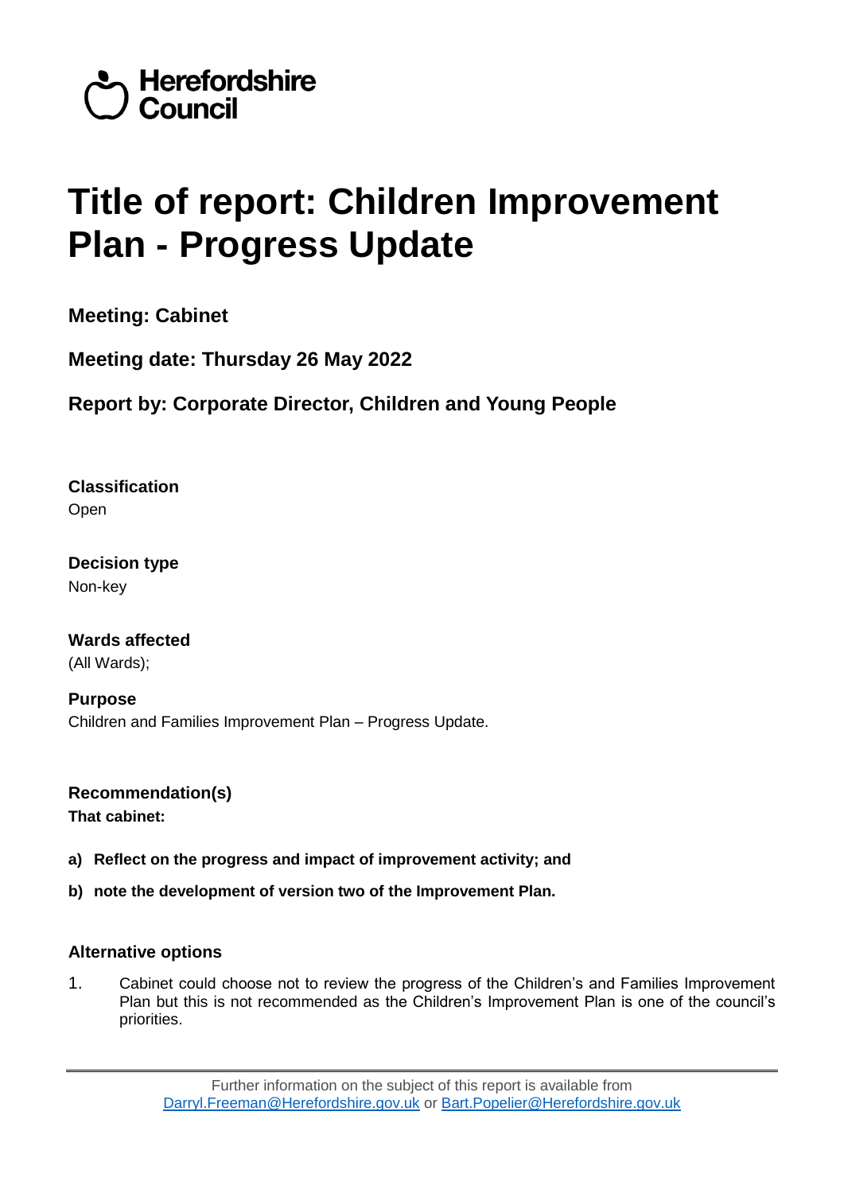Herefordshire Council

# Title of report: Children Improvement Plan - Progress Update

## Meeting: Cabinet

## Meeting date: Thursday 26 May 2022

## Report by: Corporate Director, Children and Young People

**Classification**
Open

**Decision type**
Non-key

**Wards affected**
(All Wards);

**Purpose**
Children and Families Improvement Plan – Progress Update.

**Recommendation(s)**
**That cabinet:**

**a) Reflect on the progress and impact of improvement activity; and**

**b) note the development of version two of the Improvement Plan.**

### Alternative options

1. Cabinet could choose not to review the progress of the Children's and Families Improvement Plan but this is not recommended as the Children's Improvement Plan is one of the council's priorities.

Further information on the subject of this report is available from Darryl.Freeman@Herefordshire.gov.uk or Bart.Popelier@Herefordshire.gov.uk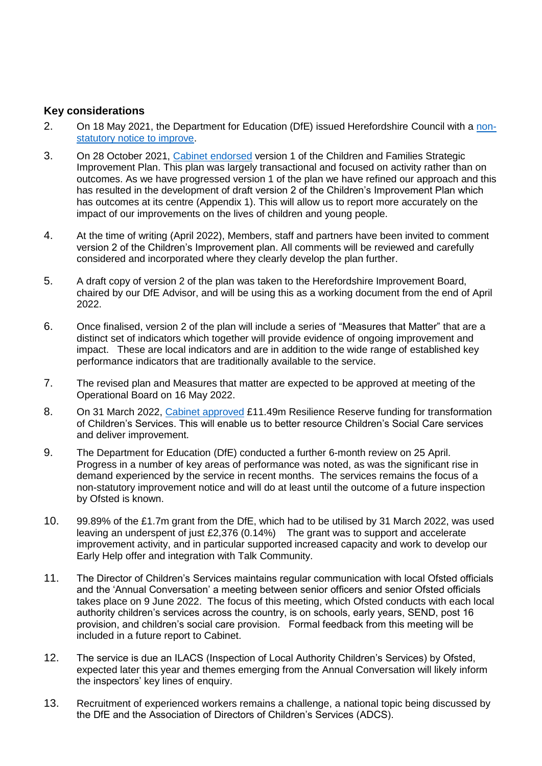## Key considerations

2. On 18 May 2021, the Department for Education (DfE) issued Herefordshire Council with a non-statutory notice to improve.

3. On 28 October 2021, Cabinet endorsed version 1 of the Children and Families Strategic Improvement Plan. This plan was largely transactional and focused on activity rather than on outcomes. As we have progressed version 1 of the plan we have refined our approach and this has resulted in the development of draft version 2 of the Children's Improvement Plan which has outcomes at its centre (Appendix 1). This will allow us to report more accurately on the impact of our improvements on the lives of children and young people.

4. At the time of writing (April 2022), Members, staff and partners have been invited to comment version 2 of the Children's Improvement plan. All comments will be reviewed and carefully considered and incorporated where they clearly develop the plan further.

5. A draft copy of version 2 of the plan was taken to the Herefordshire Improvement Board, chaired by our DfE Advisor, and will be using this as a working document from the end of April 2022.

6. Once finalised, version 2 of the plan will include a series of "Measures that Matter" that are a distinct set of indicators which together will provide evidence of ongoing improvement and impact. These are local indicators and are in addition to the wide range of established key performance indicators that are traditionally available to the service.

7. The revised plan and Measures that matter are expected to be approved at meeting of the Operational Board on 16 May 2022.

8. On 31 March 2022, Cabinet approved £11.49m Resilience Reserve funding for transformation of Children's Services. This will enable us to better resource Children's Social Care services and deliver improvement.

9. The Department for Education (DfE) conducted a further 6-month review on 25 April. Progress in a number of key areas of performance was noted, as was the significant rise in demand experienced by the service in recent months. The services remains the focus of a non-statutory improvement notice and will do at least until the outcome of a future inspection by Ofsted is known.

10. 99.89% of the £1.7m grant from the DfE, which had to be utilised by 31 March 2022, was used leaving an underspent of just £2,376 (0.14%) The grant was to support and accelerate improvement activity, and in particular supported increased capacity and work to develop our Early Help offer and integration with Talk Community.

11. The Director of Children's Services maintains regular communication with local Ofsted officials and the 'Annual Conversation' a meeting between senior officers and senior Ofsted officials takes place on 9 June 2022. The focus of this meeting, which Ofsted conducts with each local authority children's services across the country, is on schools, early years, SEND, post 16 provision, and children's social care provision. Formal feedback from this meeting will be included in a future report to Cabinet.

12. The service is due an ILACS (Inspection of Local Authority Children's Services) by Ofsted, expected later this year and themes emerging from the Annual Conversation will likely inform the inspectors' key lines of enquiry.

13. Recruitment of experienced workers remains a challenge, a national topic being discussed by the DfE and the Association of Directors of Children's Services (ADCS).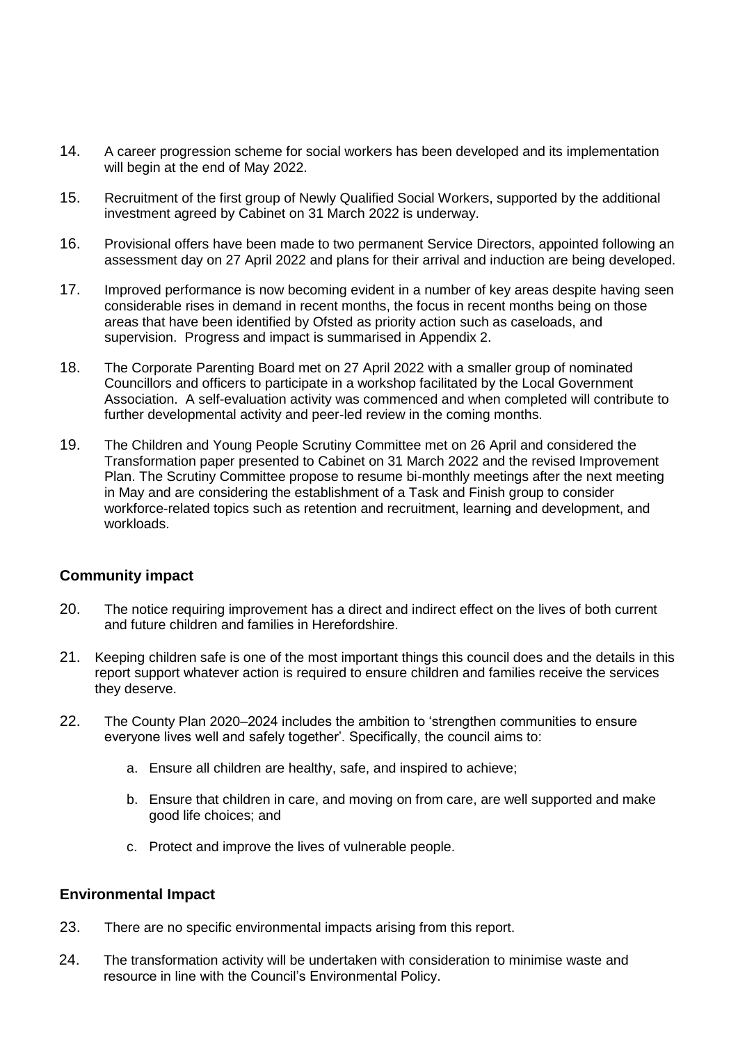14. A career progression scheme for social workers has been developed and its implementation will begin at the end of May 2022.

15. Recruitment of the first group of Newly Qualified Social Workers, supported by the additional investment agreed by Cabinet on 31 March 2022 is underway.

16. Provisional offers have been made to two permanent Service Directors, appointed following an assessment day on 27 April 2022 and plans for their arrival and induction are being developed.

17. Improved performance is now becoming evident in a number of key areas despite having seen considerable rises in demand in recent months, the focus in recent months being on those areas that have been identified by Ofsted as priority action such as caseloads, and supervision. Progress and impact is summarised in Appendix 2.

18. The Corporate Parenting Board met on 27 April 2022 with a smaller group of nominated Councillors and officers to participate in a workshop facilitated by the Local Government Association. A self-evaluation activity was commenced and when completed will contribute to further developmental activity and peer-led review in the coming months.

19. The Children and Young People Scrutiny Committee met on 26 April and considered the Transformation paper presented to Cabinet on 31 March 2022 and the revised Improvement Plan. The Scrutiny Committee propose to resume bi-monthly meetings after the next meeting in May and are considering the establishment of a Task and Finish group to consider workforce-related topics such as retention and recruitment, learning and development, and workloads.

## Community impact

20. The notice requiring improvement has a direct and indirect effect on the lives of both current and future children and families in Herefordshire.

21. Keeping children safe is one of the most important things this council does and the details in this report support whatever action is required to ensure children and families receive the services they deserve.

22. The County Plan 2020–2024 includes the ambition to 'strengthen communities to ensure everyone lives well and safely together'. Specifically, the council aims to:

    a. Ensure all children are healthy, safe, and inspired to achieve;

    b. Ensure that children in care, and moving on from care, are well supported and make good life choices; and

    c. Protect and improve the lives of vulnerable people.

## Environmental Impact

23. There are no specific environmental impacts arising from this report.

24. The transformation activity will be undertaken with consideration to minimise waste and resource in line with the Council's Environmental Policy.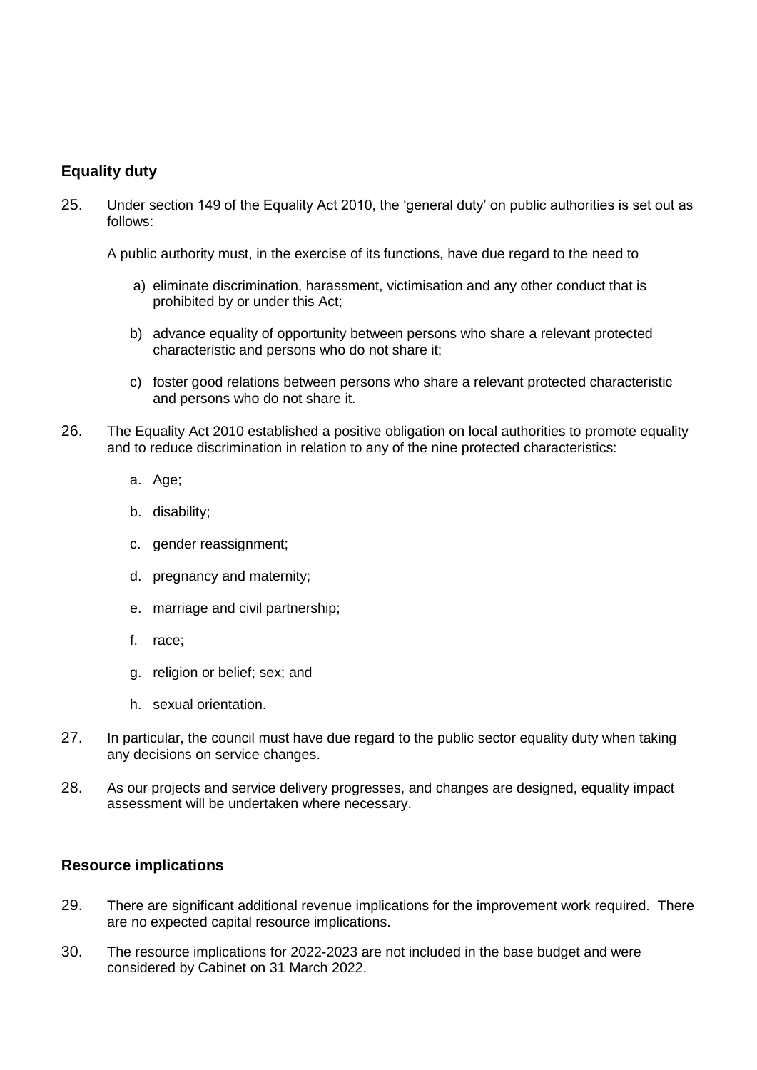## Equality duty

25. Under section 149 of the Equality Act 2010, the 'general duty' on public authorities is set out as follows:

    A public authority must, in the exercise of its functions, have due regard to the need to

    a) eliminate discrimination, harassment, victimisation and any other conduct that is prohibited by or under this Act;

    b) advance equality of opportunity between persons who share a relevant protected characteristic and persons who do not share it;

    c) foster good relations between persons who share a relevant protected characteristic and persons who do not share it.

26. The Equality Act 2010 established a positive obligation on local authorities to promote equality and to reduce discrimination in relation to any of the nine protected characteristics:

    a. Age;

    b. disability;

    c. gender reassignment;

    d. pregnancy and maternity;

    e. marriage and civil partnership;

    f. race;

    g. religion or belief; sex; and

    h. sexual orientation.

27. In particular, the council must have due regard to the public sector equality duty when taking any decisions on service changes.

28. As our projects and service delivery progresses, and changes are designed, equality impact assessment will be undertaken where necessary.

## Resource implications

29. There are significant additional revenue implications for the improvement work required. There are no expected capital resource implications.

30. The resource implications for 2022-2023 are not included in the base budget and were considered by Cabinet on 31 March 2022.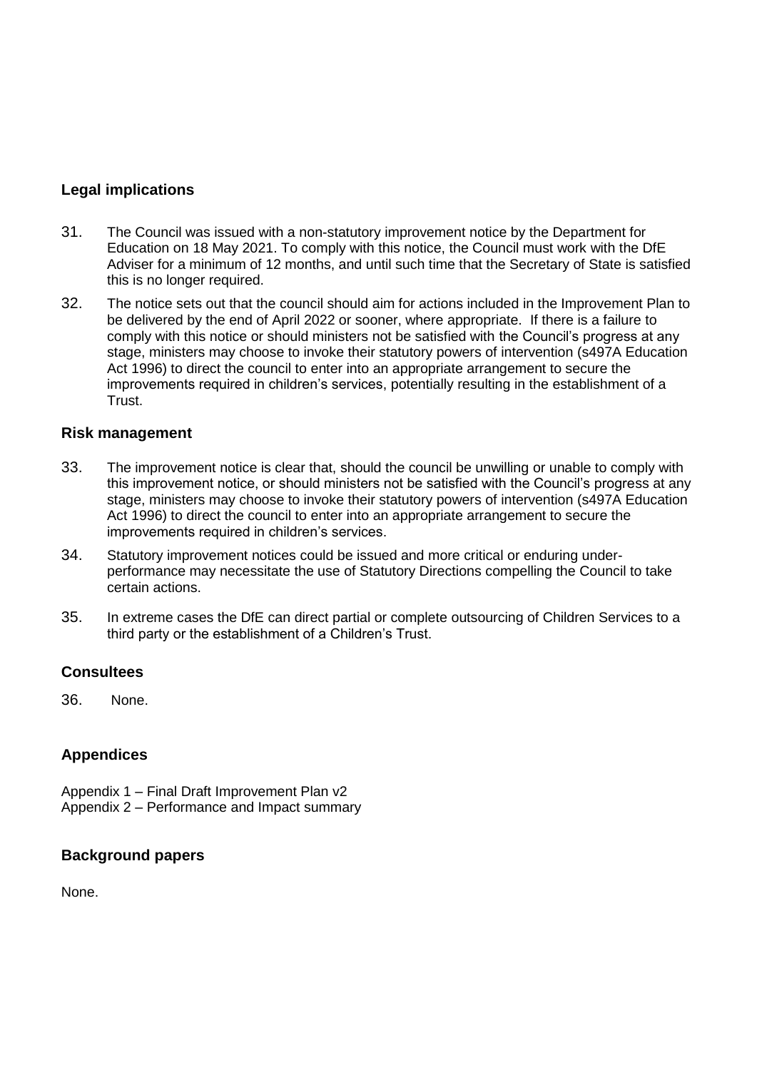## Legal implications

31. The Council was issued with a non-statutory improvement notice by the Department for Education on 18 May 2021. To comply with this notice, the Council must work with the DfE Adviser for a minimum of 12 months, and until such time that the Secretary of State is satisfied this is no longer required.

32. The notice sets out that the council should aim for actions included in the Improvement Plan to be delivered by the end of April 2022 or sooner, where appropriate. If there is a failure to comply with this notice or should ministers not be satisfied with the Council's progress at any stage, ministers may choose to invoke their statutory powers of intervention (s497A Education Act 1996) to direct the council to enter into an appropriate arrangement to secure the improvements required in children's services, potentially resulting in the establishment of a Trust.

## Risk management

33. The improvement notice is clear that, should the council be unwilling or unable to comply with this improvement notice, or should ministers not be satisfied with the Council's progress at any stage, ministers may choose to invoke their statutory powers of intervention (s497A Education Act 1996) to direct the council to enter into an appropriate arrangement to secure the improvements required in children's services.

34. Statutory improvement notices could be issued and more critical or enduring under-performance may necessitate the use of Statutory Directions compelling the Council to take certain actions.

35. In extreme cases the DfE can direct partial or complete outsourcing of Children Services to a third party or the establishment of a Children's Trust.

## Consultees

36. None.

## Appendices

Appendix 1 – Final Draft Improvement Plan v2
Appendix 2 – Performance and Impact summary

## Background papers

None.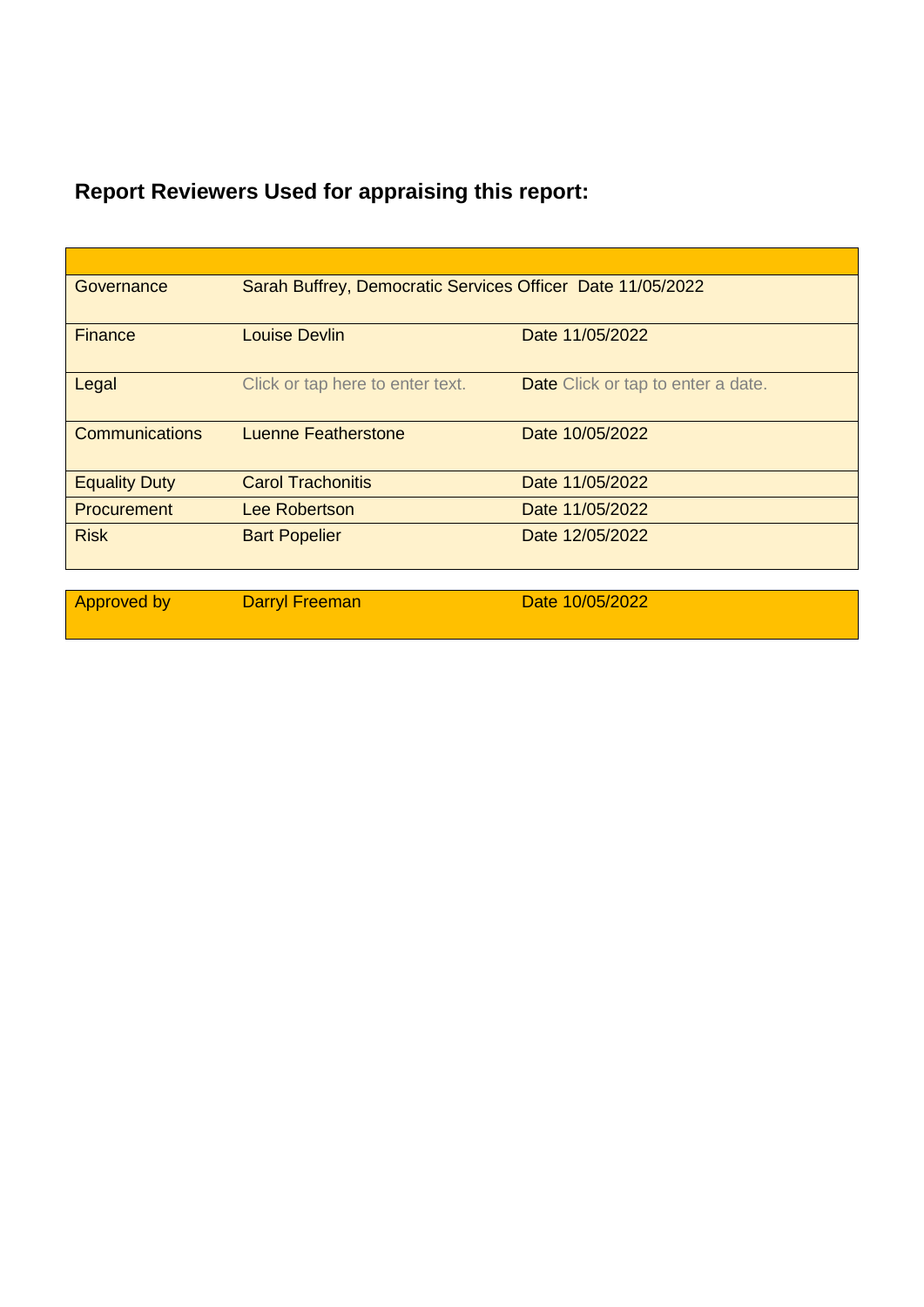## Report Reviewers Used for appraising this report:

| | | |
|---|---|---|
| Governance | Sarah Buffrey, Democratic Services Officer | Date 11/05/2022 |
| Finance | Louise Devlin | Date 11/05/2022 |
| Legal | Click or tap here to enter text. | Date Click or tap to enter a date. |
| Communications | Luenne Featherstone | Date 10/05/2022 |
| Equality Duty | Carol Trachonitis | Date 11/05/2022 |
| Procurement | Lee Robertson | Date 11/05/2022 |
| Risk | Bart Popelier | Date 12/05/2022 |

| | | |
|---|---|---|
| Approved by | Darryl Freeman | Date 10/05/2022 |